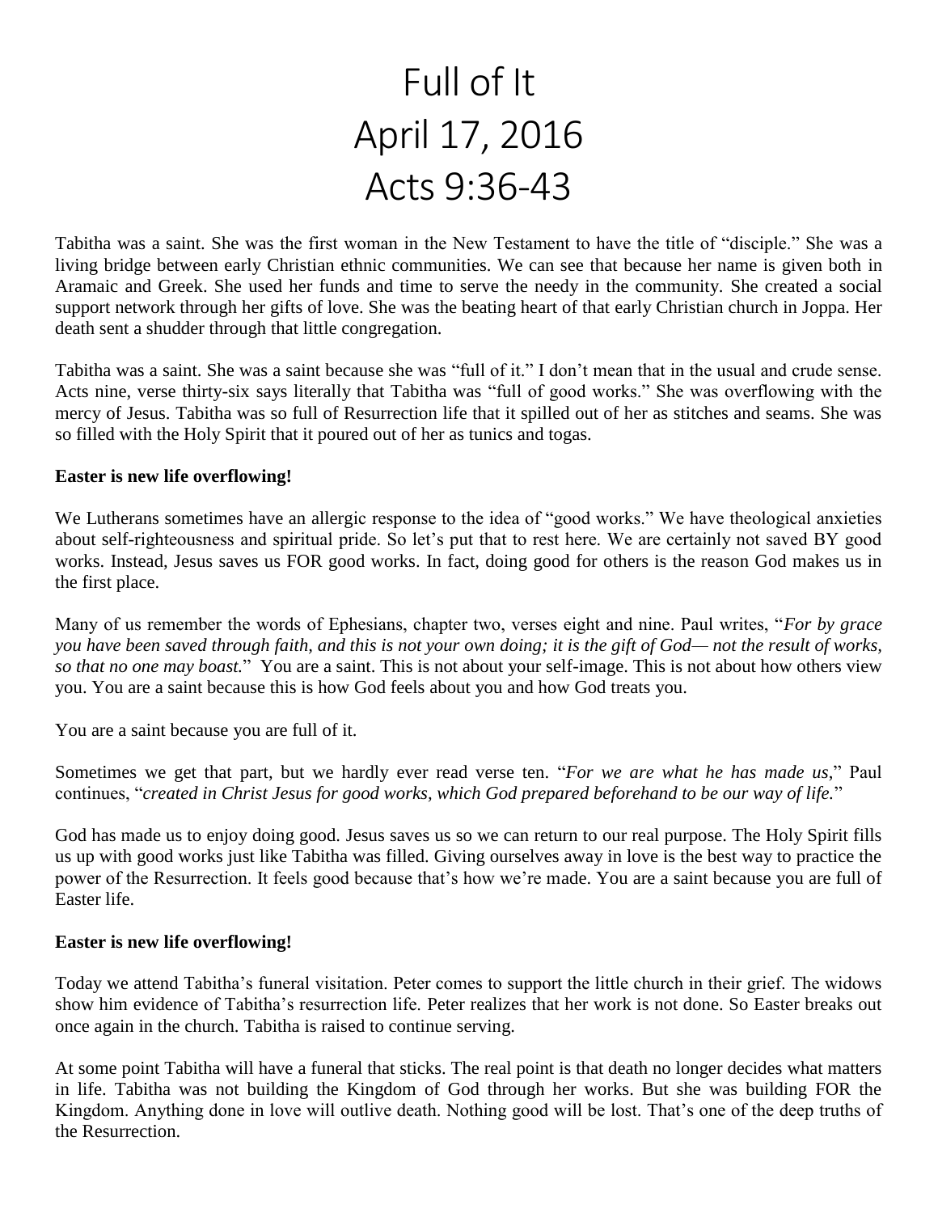# Full of It
# April 17, 2016
# Acts 9:36-43

Tabitha was a saint. She was the first woman in the New Testament to have the title of "disciple." She was a living bridge between early Christian ethnic communities. We can see that because her name is given both in Aramaic and Greek. She used her funds and time to serve the needy in the community. She created a social support network through her gifts of love. She was the beating heart of that early Christian church in Joppa. Her death sent a shudder through that little congregation.

Tabitha was a saint. She was a saint because she was "full of it." I don't mean that in the usual and crude sense. Acts nine, verse thirty-six says literally that Tabitha was "full of good works." She was overflowing with the mercy of Jesus. Tabitha was so full of Resurrection life that it spilled out of her as stitches and seams. She was so filled with the Holy Spirit that it poured out of her as tunics and togas.

**Easter is new life overflowing!**

We Lutherans sometimes have an allergic response to the idea of "good works." We have theological anxieties about self-righteousness and spiritual pride. So let's put that to rest here. We are certainly not saved BY good works. Instead, Jesus saves us FOR good works. In fact, doing good for others is the reason God makes us in the first place.

Many of us remember the words of Ephesians, chapter two, verses eight and nine. Paul writes, "*For by grace you have been saved through faith, and this is not your own doing; it is the gift of God— not the result of works, so that no one may boast.*" You are a saint. This is not about your self-image. This is not about how others view you. You are a saint because this is how God feels about you and how God treats you.

You are a saint because you are full of it.

Sometimes we get that part, but we hardly ever read verse ten. "*For we are what he has made us*," Paul continues, "*created in Christ Jesus for good works, which God prepared beforehand to be our way of life.*"

God has made us to enjoy doing good. Jesus saves us so we can return to our real purpose. The Holy Spirit fills us up with good works just like Tabitha was filled. Giving ourselves away in love is the best way to practice the power of the Resurrection. It feels good because that's how we're made. You are a saint because you are full of Easter life.

**Easter is new life overflowing!**

Today we attend Tabitha's funeral visitation. Peter comes to support the little church in their grief. The widows show him evidence of Tabitha's resurrection life. Peter realizes that her work is not done. So Easter breaks out once again in the church. Tabitha is raised to continue serving.

At some point Tabitha will have a funeral that sticks. The real point is that death no longer decides what matters in life. Tabitha was not building the Kingdom of God through her works. But she was building FOR the Kingdom. Anything done in love will outlive death. Nothing good will be lost. That's one of the deep truths of the Resurrection.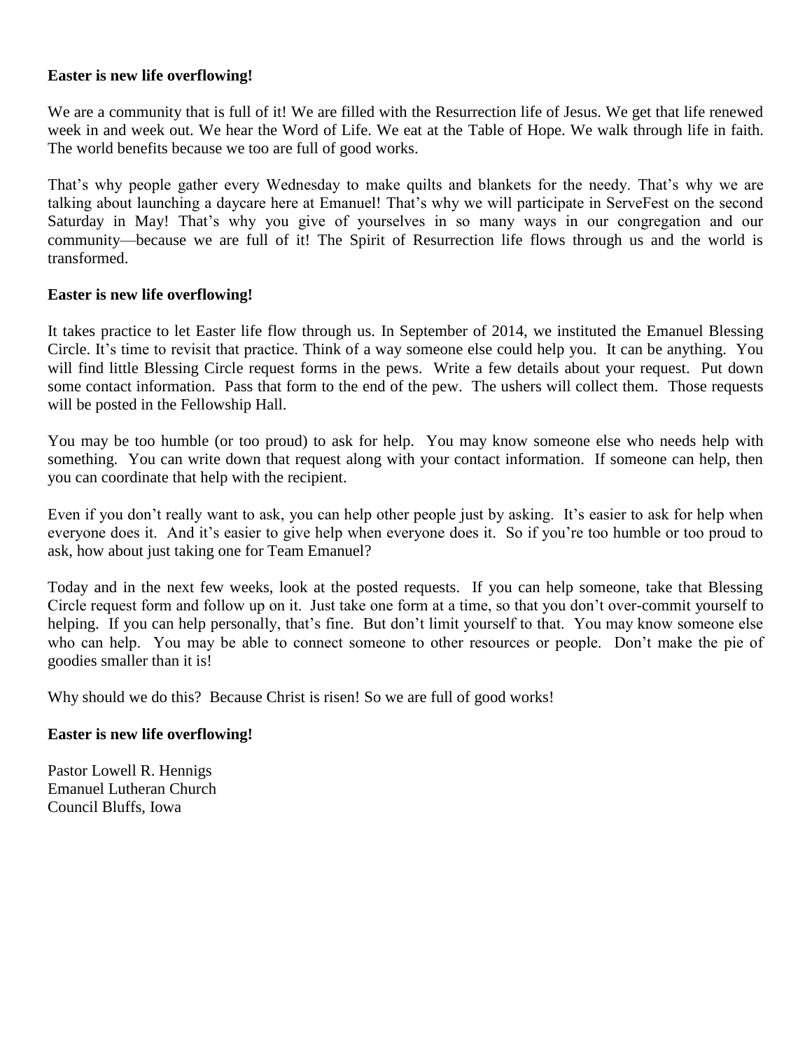**Easter is new life overflowing!**

We are a community that is full of it! We are filled with the Resurrection life of Jesus. We get that life renewed week in and week out. We hear the Word of Life. We eat at the Table of Hope. We walk through life in faith. The world benefits because we too are full of good works.

That's why people gather every Wednesday to make quilts and blankets for the needy. That's why we are talking about launching a daycare here at Emanuel! That's why we will participate in ServeFest on the second Saturday in May! That's why you give of yourselves in so many ways in our congregation and our community—because we are full of it! The Spirit of Resurrection life flows through us and the world is transformed.

**Easter is new life overflowing!**

It takes practice to let Easter life flow through us. In September of 2014, we instituted the Emanuel Blessing Circle. It's time to revisit that practice. Think of a way someone else could help you. It can be anything. You will find little Blessing Circle request forms in the pews. Write a few details about your request. Put down some contact information. Pass that form to the end of the pew. The ushers will collect them. Those requests will be posted in the Fellowship Hall.

You may be too humble (or too proud) to ask for help. You may know someone else who needs help with something. You can write down that request along with your contact information. If someone can help, then you can coordinate that help with the recipient.

Even if you don't really want to ask, you can help other people just by asking. It's easier to ask for help when everyone does it. And it's easier to give help when everyone does it. So if you're too humble or too proud to ask, how about just taking one for Team Emanuel?

Today and in the next few weeks, look at the posted requests. If you can help someone, take that Blessing Circle request form and follow up on it. Just take one form at a time, so that you don't over-commit yourself to helping. If you can help personally, that's fine. But don't limit yourself to that. You may know someone else who can help. You may be able to connect someone to other resources or people. Don't make the pie of goodies smaller than it is!

Why should we do this? Because Christ is risen! So we are full of good works!

**Easter is new life overflowing!**

Pastor Lowell R. Hennigs
Emanuel Lutheran Church
Council Bluffs, Iowa